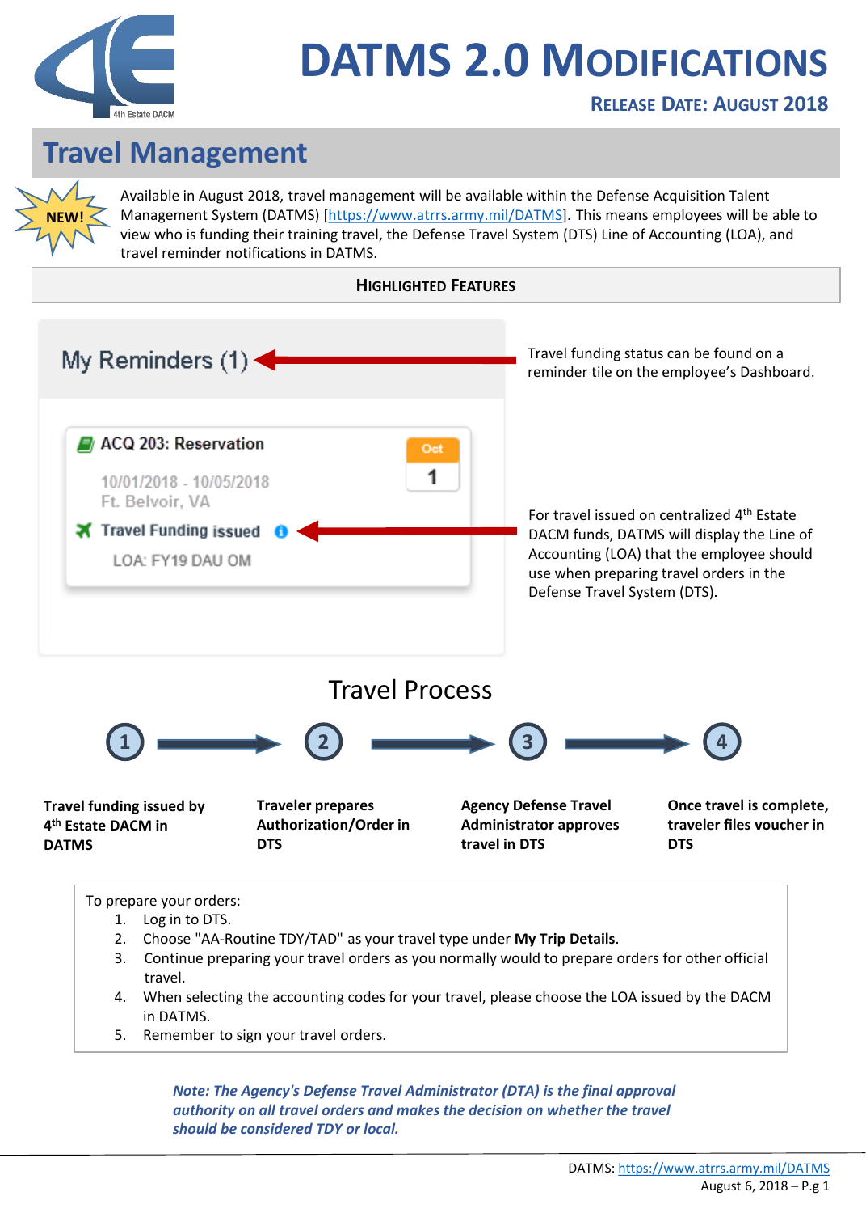# DATMS 2.0 MODIFICATIONS

**RELEASE DATE: AUGUST 2018**

## Travel Management

NEW!

Available in August 2018, travel management will be available within the Defense Acquisition Talent Management System (DATMS) [https://www.atrrs.army.mil/DATMS]. This means employees will be able to view who is funding their training travel, the Defense Travel System (DTS) Line of Accounting (LOA), and travel reminder notifications in DATMS.

### HIGHLIGHTED FEATURES

My Reminders (1)

ACQ 203: Reservation
10/01/2018 - 10/05/2018
Ft. Belvoir, VA
Oct 1
Travel Funding issued
LOA: FY19 DAU OM

Travel funding status can be found on a reminder tile on the employee's Dashboard.

For travel issued on centralized 4th Estate DACM funds, DATMS will display the Line of Accounting (LOA) that the employee should use when preparing travel orders in the Defense Travel System (DTS).

### Travel Process

1. **Travel funding issued by 4th Estate DACM in DATMS**
2. **Traveler prepares Authorization/Order in DTS**
3. **Agency Defense Travel Administrator approves travel in DTS**
4. **Once travel is complete, traveler files voucher in DTS**

To prepare your orders:

1. Log in to DTS.
2. Choose "AA-Routine TDY/TAD" as your travel type under **My Trip Details**.
3. Continue preparing your travel orders as you normally would to prepare orders for other official travel.
4. When selecting the accounting codes for your travel, please choose the LOA issued by the DACM in DATMS.
5. Remember to sign your travel orders.

***Note: The Agency's Defense Travel Administrator (DTA) is the final approval authority on all travel orders and makes the decision on whether the travel should be considered TDY or local.***

DATMS: https://www.atrrs.army.mil/DATMS
August 6, 2018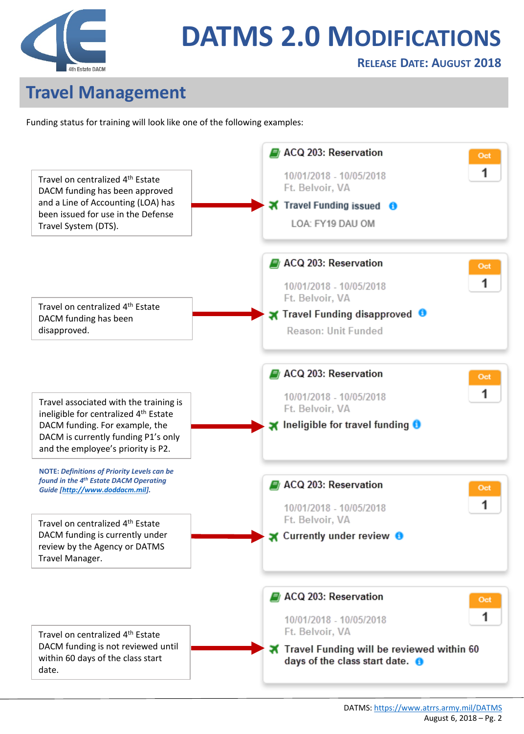# DATMS 2.0 Modifications

**Release Date: August 2018**

## Travel Management

Funding status for training will look like one of the following examples:

Travel on centralized 4th Estate DACM funding has been approved and a Line of Accounting (LOA) has been issued for use in the Defense Travel System (DTS).

ACQ 203: Reservation
Oct 1
10/01/2018 - 10/05/2018
Ft. Belvoir, VA
Travel Funding issued
LOA: FY19 DAU OM

Travel on centralized 4th Estate DACM funding has been disapproved.

ACQ 203: Reservation
Oct 1
10/01/2018 - 10/05/2018
Ft. Belvoir, VA
Travel Funding disapproved
Reason: Unit Funded

Travel associated with the training is ineligible for centralized 4th Estate DACM funding. For example, the DACM is currently funding P1's only and the employee's priority is P2.

ACQ 203: Reservation
Oct 1
10/01/2018 - 10/05/2018
Ft. Belvoir, VA
Ineligible for travel funding

**NOTE:** ***Definitions of Priority Levels can be found in the 4th Estate DACM Operating Guide [http://www.doddacm.mil].***

Travel on centralized 4th Estate DACM funding is currently under review by the Agency or DATMS Travel Manager.

ACQ 203: Reservation
Oct 1
10/01/2018 - 10/05/2018
Ft. Belvoir, VA
Currently under review

Travel on centralized 4th Estate DACM funding is not reviewed until within 60 days of the class start date.

ACQ 203: Reservation
Oct 1
10/01/2018 - 10/05/2018
Ft. Belvoir, VA
Travel Funding will be reviewed within 60 days of the class start date.

DATMS: https://www.atrrs.army.mil/DATMS
August 6, 2018